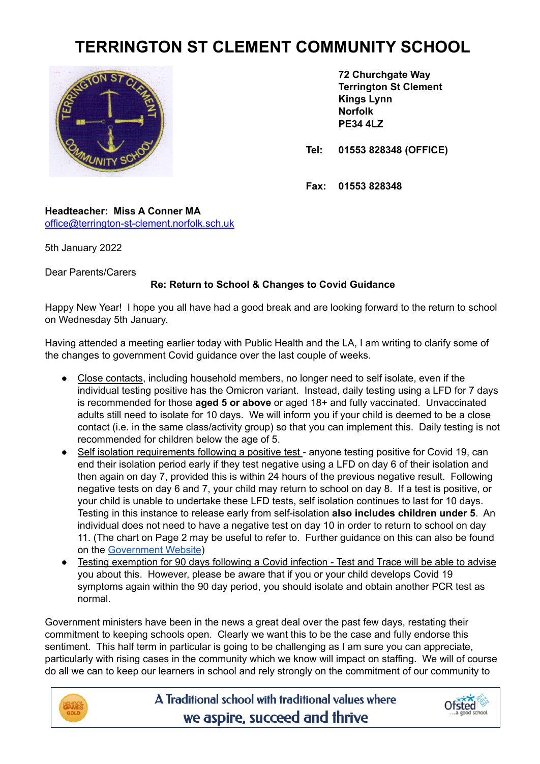# TERRINGTON ST CLEMENT COMMUNITY SCHOOL

**72 Churchgate Way**
**Terrington St Clement**
**Kings Lynn**
**Norfolk**
**PE34 4LZ**

**Tel: 01553 828348 (OFFICE)**

**Fax: 01553 828348**

**Headteacher: Miss A Conner MA**
office@terrington-st-clement.norfolk.sch.uk

5th January 2022

Dear Parents/Carers

**Re: Return to School & Changes to Covid Guidance**

Happy New Year! I hope you all have had a good break and are looking forward to the return to school on Wednesday 5th January.

Having attended a meeting earlier today with Public Health and the LA, I am writing to clarify some of the changes to government Covid guidance over the last couple of weeks.

- Close contacts, including household members, no longer need to self isolate, even if the individual testing positive has the Omicron variant. Instead, daily testing using a LFD for 7 days is recommended for those **aged 5 or above** or aged 18+ and fully vaccinated. Unvaccinated adults still need to isolate for 10 days. We will inform you if your child is deemed to be a close contact (i.e. in the same class/activity group) so that you can implement this. Daily testing is not recommended for children below the age of 5.
- Self isolation requirements following a positive test - anyone testing positive for Covid 19, can end their isolation period early if they test negative using a LFD on day 6 of their isolation and then again on day 7, provided this is within 24 hours of the previous negative result. Following negative tests on day 6 and 7, your child may return to school on day 8. If a test is positive, or your child is unable to undertake these LFD tests, self isolation continues to last for 10 days. Testing in this instance to release early from self-isolation **also includes children under 5**. An individual does not need to have a negative test on day 10 in order to return to school on day 11. (The chart on Page 2 may be useful to refer to. Further guidance on this can also be found on the Government Website)
- Testing exemption for 90 days following a Covid infection - Test and Trace will be able to advise you about this. However, please be aware that if you or your child develops Covid 19 symptoms again within the 90 day period, you should isolate and obtain another PCR test as normal.

Government ministers have been in the news a great deal over the past few days, restating their commitment to keeping schools open. Clearly we want this to be the case and fully endorse this sentiment. This half term in particular is going to be challenging as I am sure you can appreciate, particularly with rising cases in the community which we know will impact on staffing. We will of course do all we can to keep our learners in school and rely strongly on the commitment of our community to

A Traditional school with traditional values where we aspire, succeed and thrive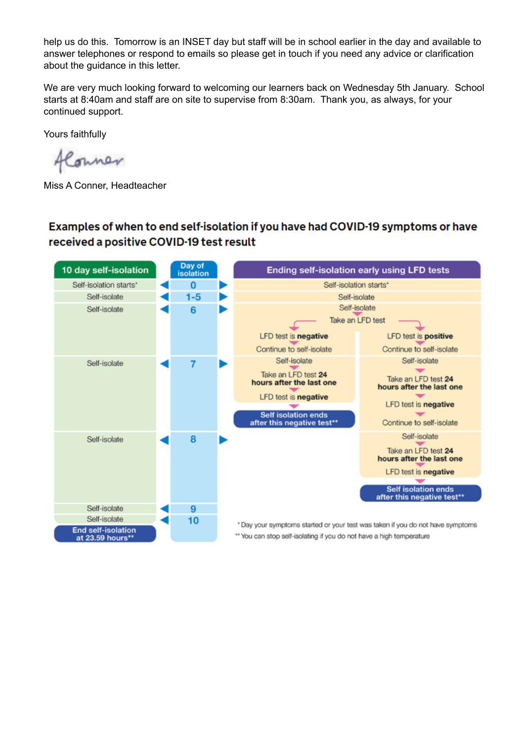help us do this. Tomorrow is an INSET day but staff will be in school earlier in the day and available to answer telephones or respond to emails so please get in touch if you need any advice or clarification about the guidance in this letter.

We are very much looking forward to welcoming our learners back on Wednesday 5th January. School starts at 8:40am and staff are on site to supervise from 8:30am. Thank you, as always, for your continued support.

Yours faithfully

Miss A Conner, Headteacher

## Examples of when to end self-isolation if you have had COVID-19 symptoms or have received a positive COVID-19 test result

10 day self-isolation

Self-isolation starts*
Self-isolate
Self-isolate
Self-isolate
Self-isolate
Self-isolate
Self-isolate
End self-isolation at 23.59 hours**

Day of isolation

0
1-5
6
7
8
9
10

Ending self-isolation early using LFD tests

Self-isolation starts*
Self-isolate
Self-isolate
Take an LFD test

LFD test is **negative**
Continue to self-isolate
Self-isolate
Take an LFD test **24 hours after the last one**
LFD test is **negative**
Self isolation ends after this negative test**

LFD test is **positive**
Continue to self-isolate
Self-isolate
Take an LFD test **24 hours after the last one**
LFD test is **negative**
Continue to self-isolate
Self-isolate
Take an LFD test **24 hours after the last one**
LFD test is **negative**
Self isolation ends after this negative test**

* Day your symptoms started or your test was taken if you do not have symptoms

** You can stop self-isolating if you do not have a high temperature